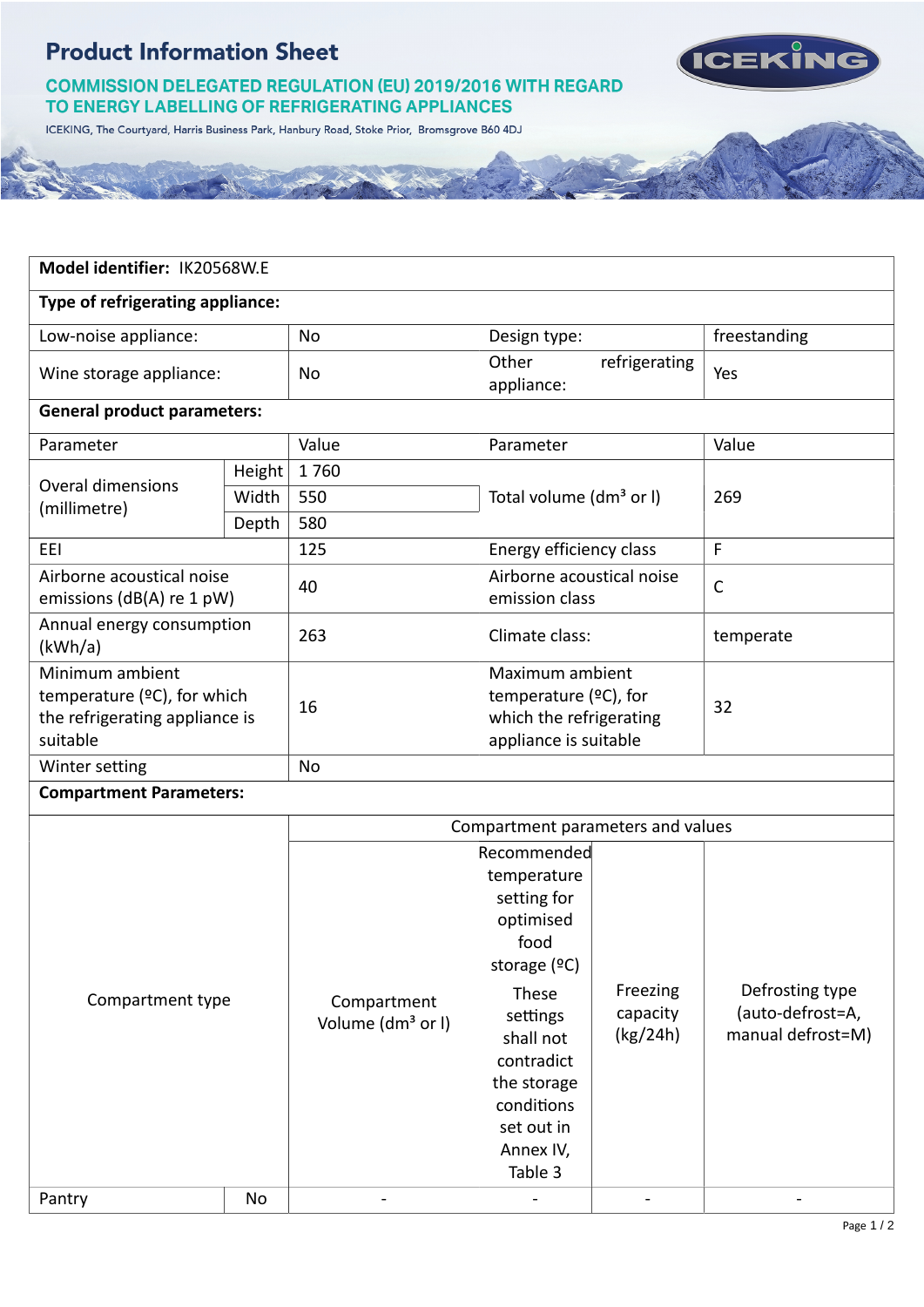# Product Information Sheet

## COMMISSION DELEGATED REGULATION (EU) 2019/2016 WITH REGARD TO ENERGY LABELLING OF REFRIGERATING APPLIANCES

ICEKING, The Courtyard, Harris Business Park, Hanbury Road, Stoke Prior, Bromsgrove B60 4DJ

| **Model identifier:** IK20568W.E | | | | |
|---|---|---|---|---|
| **Type of refrigerating appliance:** | | | | |
| Low-noise appliance: | | No | Design type: | freestanding |
| Wine storage appliance: | | No | Other refrigerating appliance: | Yes |
| **General product parameters:** | | | | |
| Parameter | | Value | Parameter | Value |
| Overal dimensions (millimetre) | Height | 1 760 | Total volume (dm³ or l) | 269 |
| | Width | 550 | | |
| | Depth | 580 | | |
| EEI | | 125 | Energy efficiency class | F |
| Airborne acoustical noise emissions (dB(A) re 1 pW) | | 40 | Airborne acoustical noise emission class | C |
| Annual energy consumption (kWh/a) | | 263 | Climate class: | temperate |
| Minimum ambient temperature (ºC), for which the refrigerating appliance is suitable | | 16 | Maximum ambient temperature (ºC), for which the refrigerating appliance is suitable | 32 |
| Winter setting | | No | | |

**Compartment Parameters:**

| Compartment type | | Compartment parameters and values | | | |
|---|---|---|---|---|---|
| | | Compartment Volume (dm³ or l) | Recommended temperature setting for optimised food storage (ºC) These settings shall not contradict the storage conditions set out in Annex IV, Table 3 | Freezing capacity (kg/24h) | Defrosting type (auto-defrost=A, manual defrost=M) |
| Pantry | No | - | - | - | - |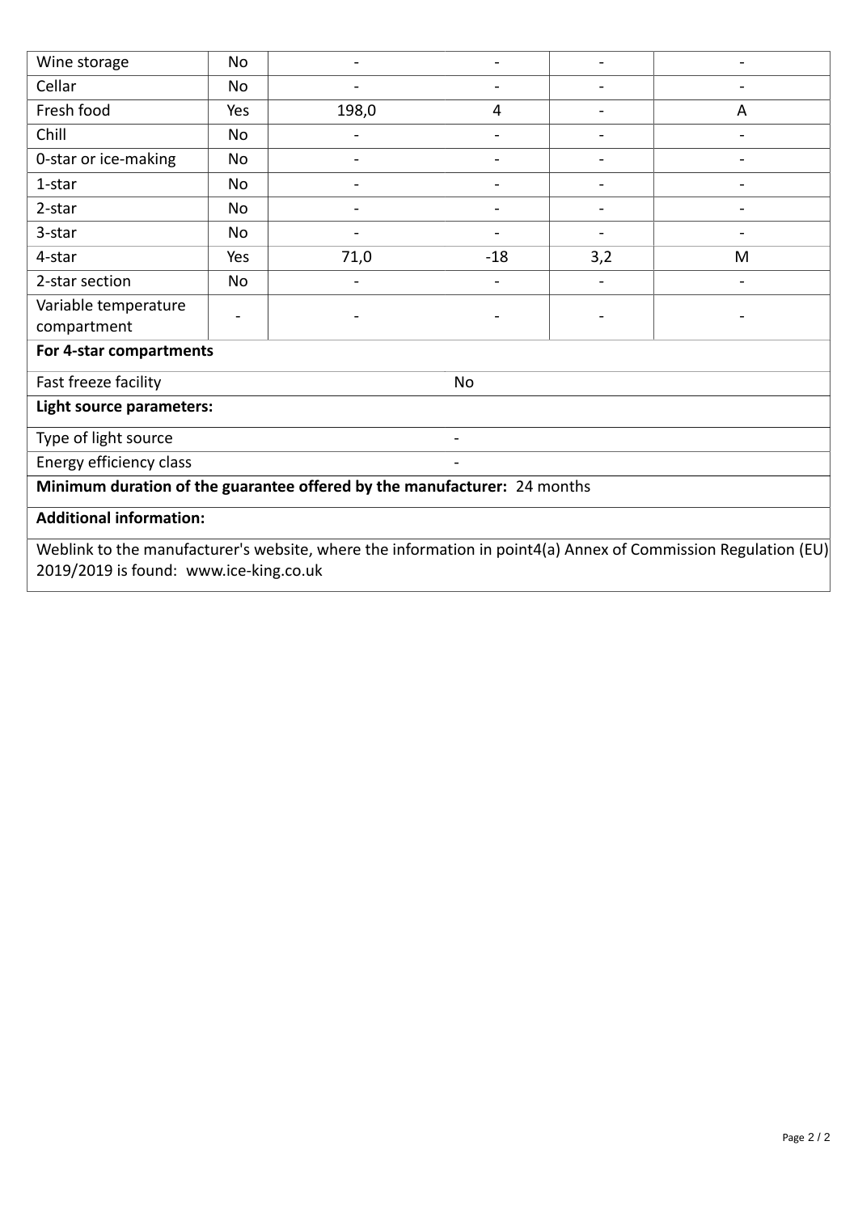| | | | | | |
|---|---|---|---|---|---|
| Wine storage | No | - | - | - | - |
| Cellar | No | - | - | - | - |
| Fresh food | Yes | 198,0 | 4 | - | A |
| Chill | No | - | - | - | - |
| 0-star or ice-making | No | - | - | - | - |
| 1-star | No | - | - | - | - |
| 2-star | No | - | - | - | - |
| 3-star | No | - | - | - | - |
| 4-star | Yes | 71,0 | -18 | 3,2 | M |
| 2-star section | No | - | - | - | - |
| Variable temperature compartment | - | - | - | - | - |

| | |
|---|---|
| **For 4-star compartments** | |
| Fast freeze facility | No |
| **Light source parameters:** | |
| Type of light source | - |
| Energy efficiency class | - |

**Minimum duration of the guarantee offered by the manufacturer:** 24 months

**Additional information:**

Weblink to the manufacturer's website, where the information in point4(a) Annex of Commission Regulation (EU) 2019/2019 is found: www.ice-king.co.uk